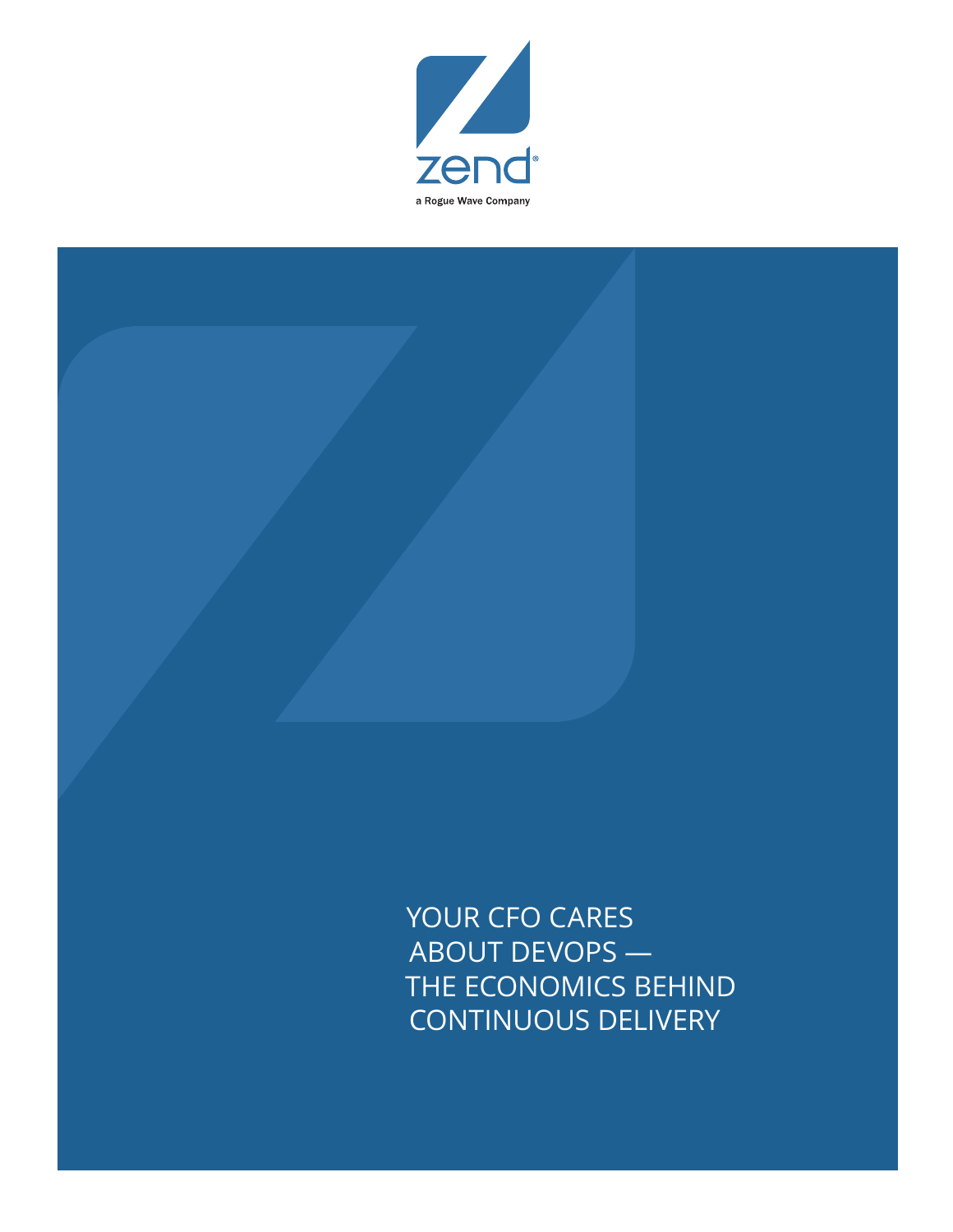zend

a Rogue Wave Company

# YOUR CFO CARES ABOUT DEVOPS — THE ECONOMICS BEHIND CONTINUOUS DELIVERY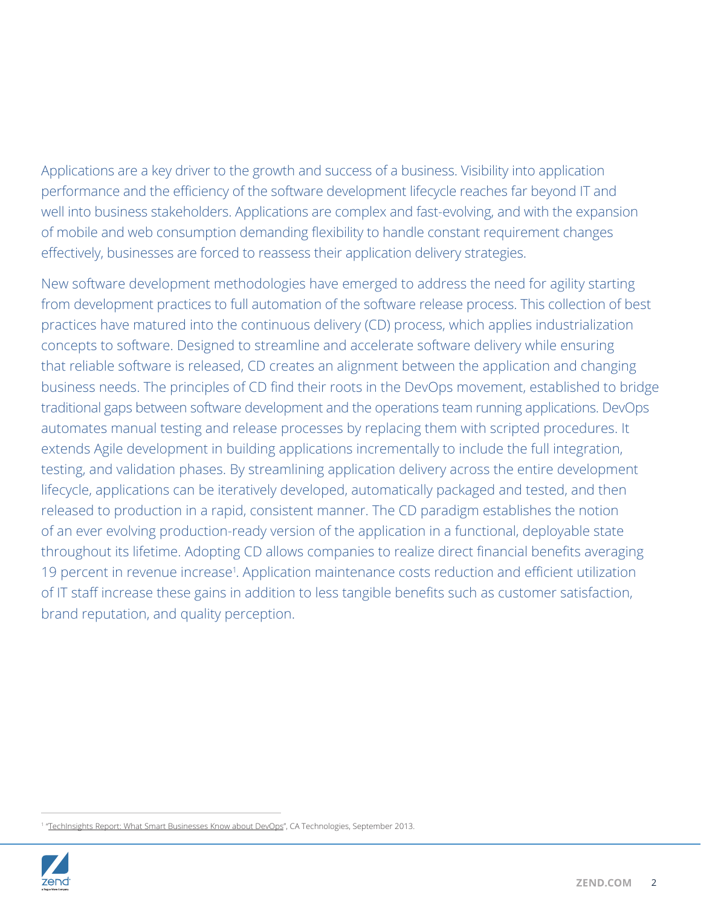Applications are a key driver to the growth and success of a business. Visibility into application performance and the efficiency of the software development lifecycle reaches far beyond IT and well into business stakeholders. Applications are complex and fast-evolving, and with the expansion of mobile and web consumption demanding flexibility to handle constant requirement changes effectively, businesses are forced to reassess their application delivery strategies.

New software development methodologies have emerged to address the need for agility starting from development practices to full automation of the software release process. This collection of best practices have matured into the continuous delivery (CD) process, which applies industrialization concepts to software. Designed to streamline and accelerate software delivery while ensuring that reliable software is released, CD creates an alignment between the application and changing business needs. The principles of CD find their roots in the DevOps movement, established to bridge traditional gaps between software development and the operations team running applications. DevOps automates manual testing and release processes by replacing them with scripted procedures. It extends Agile development in building applications incrementally to include the full integration, testing, and validation phases. By streamlining application delivery across the entire development lifecycle, applications can be iteratively developed, automatically packaged and tested, and then released to production in a rapid, consistent manner. The CD paradigm establishes the notion of an ever evolving production-ready version of the application in a functional, deployable state throughout its lifetime. Adopting CD allows companies to realize direct financial benefits averaging 19 percent in revenue increase[1]. Application maintenance costs reduction and efficient utilization of IT staff increase these gains in addition to less tangible benefits such as customer satisfaction, brand reputation, and quality perception.

---

[1] "TechInsights Report: What Smart Businesses Know about DevOps", CA Technologies, September 2013.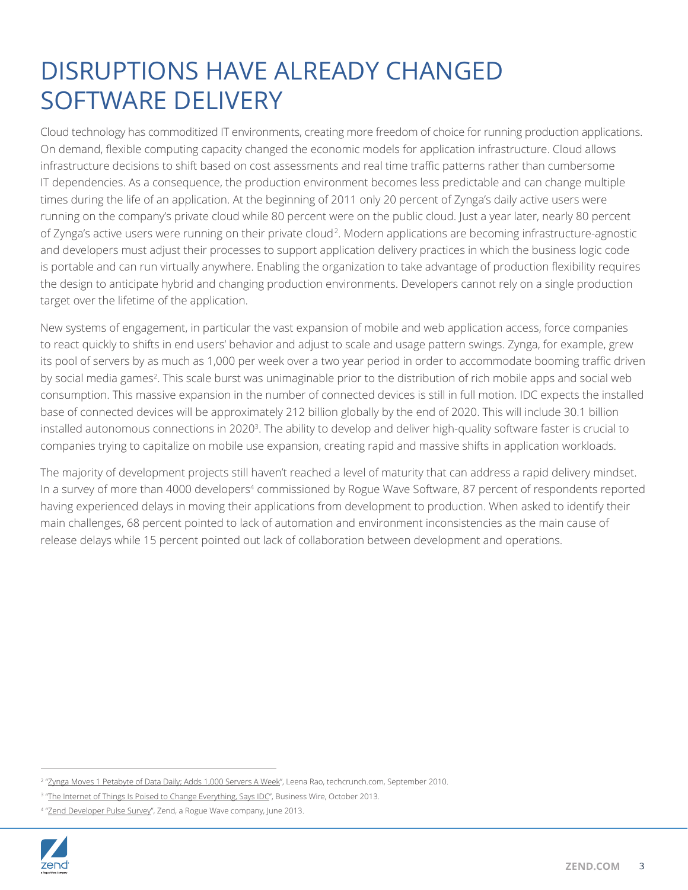# DISRUPTIONS HAVE ALREADY CHANGED SOFTWARE DELIVERY

Cloud technology has commoditized IT environments, creating more freedom of choice for running production applications. On demand, flexible computing capacity changed the economic models for application infrastructure. Cloud allows infrastructure decisions to shift based on cost assessments and real time traffic patterns rather than cumbersome IT dependencies. As a consequence, the production environment becomes less predictable and can change multiple times during the life of an application. At the beginning of 2011 only 20 percent of Zynga's daily active users were running on the company's private cloud while 80 percent were on the public cloud. Just a year later, nearly 80 percent of Zynga's active users were running on their private cloud[2]. Modern applications are becoming infrastructure-agnostic and developers must adjust their processes to support application delivery practices in which the business logic code is portable and can run virtually anywhere. Enabling the organization to take advantage of production flexibility requires the design to anticipate hybrid and changing production environments. Developers cannot rely on a single production target over the lifetime of the application.

New systems of engagement, in particular the vast expansion of mobile and web application access, force companies to react quickly to shifts in end users' behavior and adjust to scale and usage pattern swings. Zynga, for example, grew its pool of servers by as much as 1,000 per week over a two year period in order to accommodate booming traffic driven by social media games[2]. This scale burst was unimaginable prior to the distribution of rich mobile apps and social web consumption. This massive expansion in the number of connected devices is still in full motion. IDC expects the installed base of connected devices will be approximately 212 billion globally by the end of 2020. This will include 30.1 billion installed autonomous connections in 2020[3]. The ability to develop and deliver high-quality software faster is crucial to companies trying to capitalize on mobile use expansion, creating rapid and massive shifts in application workloads.

The majority of development projects still haven't reached a level of maturity that can address a rapid delivery mindset. In a survey of more than 4000 developers[4] commissioned by Rogue Wave Software, 87 percent of respondents reported having experienced delays in moving their applications from development to production. When asked to identify their main challenges, 68 percent pointed to lack of automation and environment inconsistencies as the main cause of release delays while 15 percent pointed out lack of collaboration between development and operations.

---

[2] "Zynga Moves 1 Petabyte of Data Daily; Adds 1,000 Servers A Week", Leena Rao, techcrunch.com, September 2010.

[3] "The Internet of Things Is Poised to Change Everything, Says IDC", Business Wire, October 2013.

[4] "Zend Developer Pulse Survey", Zend, a Rogue Wave company, June 2013.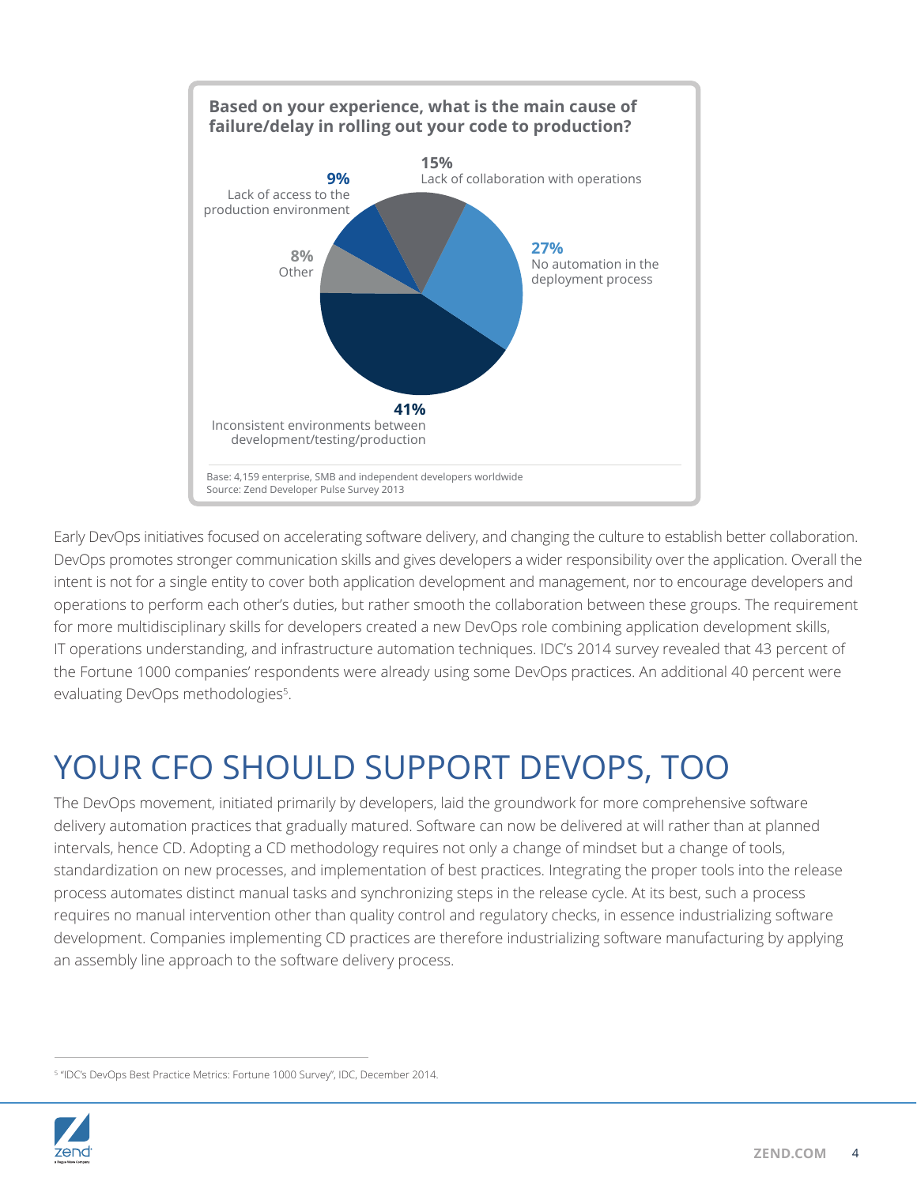**Based on your experience, what is the main cause of failure/delay in rolling out your code to production?**

| Cause | Percentage |
| --- | --- |
| Inconsistent environments between development/testing/production | 41% |
| No automation in the deployment process | 27% |
| Lack of collaboration with operations | 15% |
| Lack of access to the production environment | 9% |
| Other | 8% |

Base: 4,159 enterprise, SMB and independent developers worldwide
Source: Zend Developer Pulse Survey 2013

Early DevOps initiatives focused on accelerating software delivery, and changing the culture to establish better collaboration. DevOps promotes stronger communication skills and gives developers a wider responsibility over the application. Overall the intent is not for a single entity to cover both application development and management, nor to encourage developers and operations to perform each other's duties, but rather smooth the collaboration between these groups. The requirement for more multidisciplinary skills for developers created a new DevOps role combining application development skills, IT operations understanding, and infrastructure automation techniques. IDC's 2014 survey revealed that 43 percent of the Fortune 1000 companies' respondents were already using some DevOps practices. An additional 40 percent were evaluating DevOps methodologies[5].

# YOUR CFO SHOULD SUPPORT DEVOPS, TOO

The DevOps movement, initiated primarily by developers, laid the groundwork for more comprehensive software delivery automation practices that gradually matured. Software can now be delivered at will rather than at planned intervals, hence CD. Adopting a CD methodology requires not only a change of mindset but a change of tools, standardization on new processes, and implementation of best practices. Integrating the proper tools into the release process automates distinct manual tasks and synchronizing steps in the release cycle. At its best, such a process requires no manual intervention other than quality control and regulatory checks, in essence industrializing software development. Companies implementing CD practices are therefore industrializing software manufacturing by applying an assembly line approach to the software delivery process.

[5] "IDC's DevOps Best Practice Metrics: Fortune 1000 Survey", IDC, December 2014.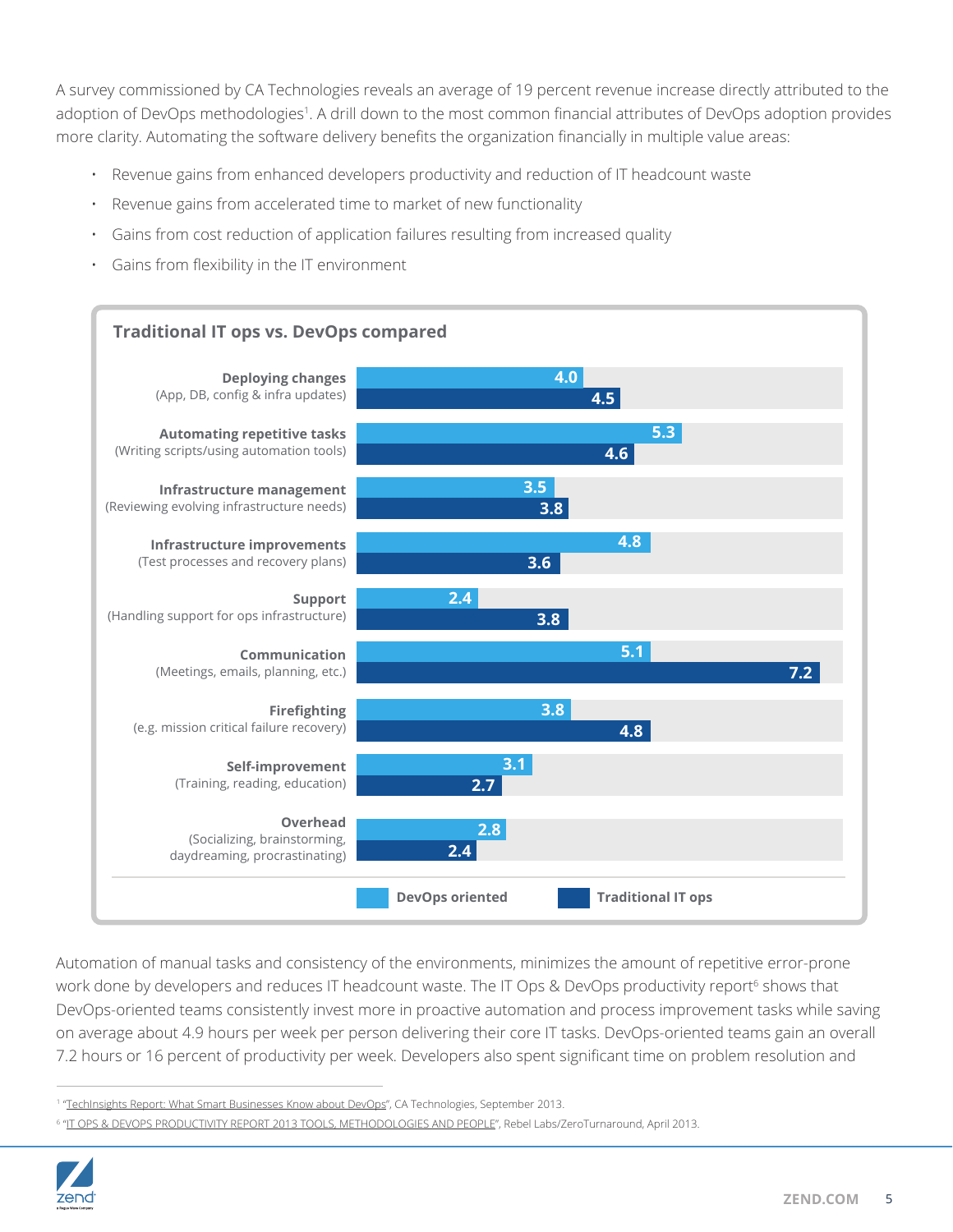A survey commissioned by CA Technologies reveals an average of 19 percent revenue increase directly attributed to the adoption of DevOps methodologies[1]. A drill down to the most common financial attributes of DevOps adoption provides more clarity. Automating the software delivery benefits the organization financially in multiple value areas:

- Revenue gains from enhanced developers productivity and reduction of IT headcount waste
- Revenue gains from accelerated time to market of new functionality
- Gains from cost reduction of application failures resulting from increased quality
- Gains from flexibility in the IT environment

**Traditional IT ops vs. DevOps compared**

| Task | DevOps oriented | Traditional IT ops |
|---|---|---|
| **Deploying changes** (App, DB, config & infra updates) | 4.0 | 4.5 |
| **Automating repetitive tasks** (Writing scripts/using automation tools) | 5.3 | 4.6 |
| **Infrastructure management** (Reviewing evolving infrastructure needs) | 3.5 | 3.8 |
| **Infrastructure improvements** (Test processes and recovery plans) | 4.8 | 3.6 |
| **Support** (Handling support for ops infrastructure) | 2.4 | 3.8 |
| **Communication** (Meetings, emails, planning, etc.) | 5.1 | 7.2 |
| **Firefighting** (e.g. mission critical failure recovery) | 3.8 | 4.8 |
| **Self-improvement** (Training, reading, education) | 3.1 | 2.7 |
| **Overhead** (Socializing, brainstorming, daydreaming, procrastinating) | 2.8 | 2.4 |

Automation of manual tasks and consistency of the environments, minimizes the amount of repetitive error-prone work done by developers and reduces IT headcount waste. The IT Ops & DevOps productivity report[6] shows that DevOps-oriented teams consistently invest more in proactive automation and process improvement tasks while saving on average about 4.9 hours per week per person delivering their core IT tasks. DevOps-oriented teams gain an overall 7.2 hours or 16 percent of productivity per week. Developers also spent significant time on problem resolution and

---

[1] "TechInsights Report: What Smart Businesses Know about DevOps", CA Technologies, September 2013.

[6] "IT OPS & DEVOPS PRODUCTIVITY REPORT 2013 TOOLS, METHODOLOGIES AND PEOPLE", Rebel Labs/ZeroTurnaround, April 2013.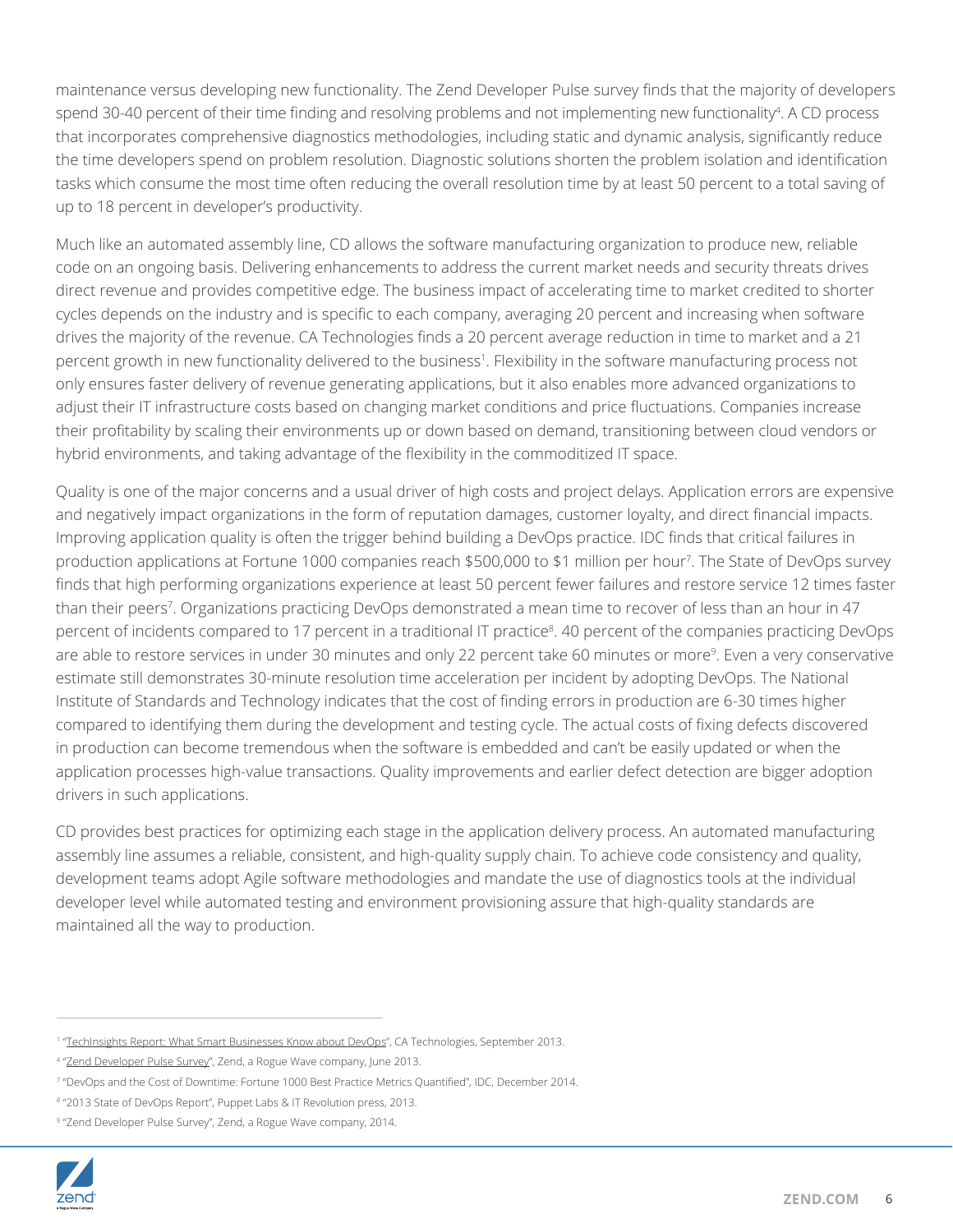maintenance versus developing new functionality. The Zend Developer Pulse survey finds that the majority of developers spend 30-40 percent of their time finding and resolving problems and not implementing new functionality[4]. A CD process that incorporates comprehensive diagnostics methodologies, including static and dynamic analysis, significantly reduce the time developers spend on problem resolution. Diagnostic solutions shorten the problem isolation and identification tasks which consume the most time often reducing the overall resolution time by at least 50 percent to a total saving of up to 18 percent in developer's productivity.

Much like an automated assembly line, CD allows the software manufacturing organization to produce new, reliable code on an ongoing basis. Delivering enhancements to address the current market needs and security threats drives direct revenue and provides competitive edge. The business impact of accelerating time to market credited to shorter cycles depends on the industry and is specific to each company, averaging 20 percent and increasing when software drives the majority of the revenue. CA Technologies finds a 20 percent average reduction in time to market and a 21 percent growth in new functionality delivered to the business[1]. Flexibility in the software manufacturing process not only ensures faster delivery of revenue generating applications, but it also enables more advanced organizations to adjust their IT infrastructure costs based on changing market conditions and price fluctuations. Companies increase their profitability by scaling their environments up or down based on demand, transitioning between cloud vendors or hybrid environments, and taking advantage of the flexibility in the commoditized IT space.

Quality is one of the major concerns and a usual driver of high costs and project delays. Application errors are expensive and negatively impact organizations in the form of reputation damages, customer loyalty, and direct financial impacts. Improving application quality is often the trigger behind building a DevOps practice. IDC finds that critical failures in production applications at Fortune 1000 companies reach $500,000 to $1 million per hour[7]. The State of DevOps survey finds that high performing organizations experience at least 50 percent fewer failures and restore service 12 times faster than their peers[7]. Organizations practicing DevOps demonstrated a mean time to recover of less than an hour in 47 percent of incidents compared to 17 percent in a traditional IT practice[8]. 40 percent of the companies practicing DevOps are able to restore services in under 30 minutes and only 22 percent take 60 minutes or more[9]. Even a very conservative estimate still demonstrates 30-minute resolution time acceleration per incident by adopting DevOps. The National Institute of Standards and Technology indicates that the cost of finding errors in production are 6-30 times higher compared to identifying them during the development and testing cycle. The actual costs of fixing defects discovered in production can become tremendous when the software is embedded and can't be easily updated or when the application processes high-value transactions. Quality improvements and earlier defect detection are bigger adoption drivers in such applications.

CD provides best practices for optimizing each stage in the application delivery process. An automated manufacturing assembly line assumes a reliable, consistent, and high-quality supply chain. To achieve code consistency and quality, development teams adopt Agile software methodologies and mandate the use of diagnostics tools at the individual developer level while automated testing and environment provisioning assure that high-quality standards are maintained all the way to production.

---

[1] "TechInsights Report: What Smart Businesses Know about DevOps", CA Technologies, September 2013.

[4] "Zend Developer Pulse Survey", Zend, a Rogue Wave company, June 2013.

[7] "DevOps and the Cost of Downtime: Fortune 1000 Best Practice Metrics Quantified", IDC, December 2014.

[8] "2013 State of DevOps Report", Puppet Labs & IT Revolution press, 2013.

[9] "Zend Developer Pulse Survey", Zend, a Rogue Wave company, 2014.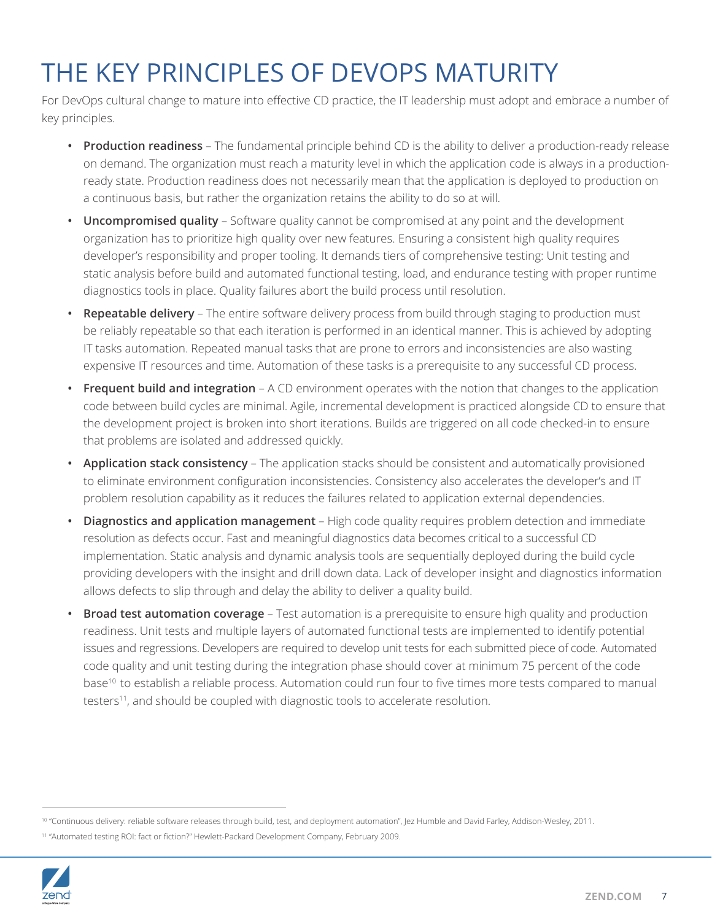# THE KEY PRINCIPLES OF DEVOPS MATURITY

For DevOps cultural change to mature into effective CD practice, the IT leadership must adopt and embrace a number of key principles.

- **Production readiness** – The fundamental principle behind CD is the ability to deliver a production-ready release on demand. The organization must reach a maturity level in which the application code is always in a production-ready state. Production readiness does not necessarily mean that the application is deployed to production on a continuous basis, but rather the organization retains the ability to do so at will.
- **Uncompromised quality** – Software quality cannot be compromised at any point and the development organization has to prioritize high quality over new features. Ensuring a consistent high quality requires developer's responsibility and proper tooling. It demands tiers of comprehensive testing: Unit testing and static analysis before build and automated functional testing, load, and endurance testing with proper runtime diagnostics tools in place. Quality failures abort the build process until resolution.
- **Repeatable delivery** – The entire software delivery process from build through staging to production must be reliably repeatable so that each iteration is performed in an identical manner. This is achieved by adopting IT tasks automation. Repeated manual tasks that are prone to errors and inconsistencies are also wasting expensive IT resources and time. Automation of these tasks is a prerequisite to any successful CD process.
- **Frequent build and integration** – A CD environment operates with the notion that changes to the application code between build cycles are minimal. Agile, incremental development is practiced alongside CD to ensure that the development project is broken into short iterations. Builds are triggered on all code checked-in to ensure that problems are isolated and addressed quickly.
- **Application stack consistency** – The application stacks should be consistent and automatically provisioned to eliminate environment configuration inconsistencies. Consistency also accelerates the developer's and IT problem resolution capability as it reduces the failures related to application external dependencies.
- **Diagnostics and application management** – High code quality requires problem detection and immediate resolution as defects occur. Fast and meaningful diagnostics data becomes critical to a successful CD implementation. Static analysis and dynamic analysis tools are sequentially deployed during the build cycle providing developers with the insight and drill down data. Lack of developer insight and diagnostics information allows defects to slip through and delay the ability to deliver a quality build.
- **Broad test automation coverage** – Test automation is a prerequisite to ensure high quality and production readiness. Unit tests and multiple layers of automated functional tests are implemented to identify potential issues and regressions. Developers are required to develop unit tests for each submitted piece of code. Automated code quality and unit testing during the integration phase should cover at minimum 75 percent of the code base[10] to establish a reliable process. Automation could run four to five times more tests compared to manual testers[11], and should be coupled with diagnostic tools to accelerate resolution.

---

[10] "Continuous delivery: reliable software releases through build, test, and deployment automation", Jez Humble and David Farley, Addison-Wesley, 2011.

[11] "Automated testing ROI: fact or fiction?" Hewlett-Packard Development Company, February 2009.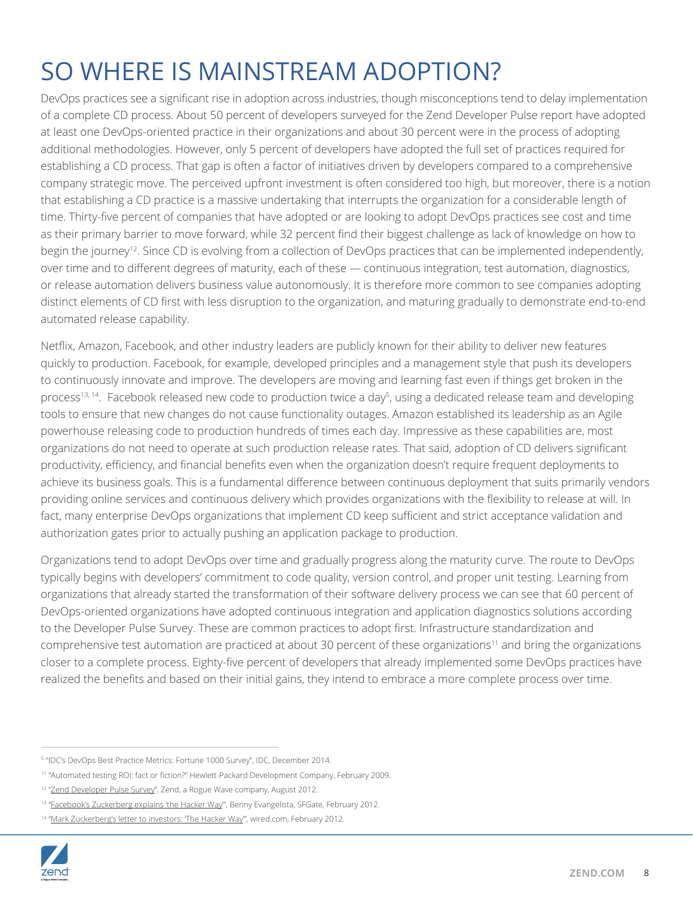# SO WHERE IS MAINSTREAM ADOPTION?

DevOps practices see a significant rise in adoption across industries, though misconceptions tend to delay implementation of a complete CD process. About 50 percent of developers surveyed for the Zend Developer Pulse report have adopted at least one DevOps-oriented practice in their organizations and about 30 percent were in the process of adopting additional methodologies. However, only 5 percent of developers have adopted the full set of practices required for establishing a CD process. That gap is often a factor of initiatives driven by developers compared to a comprehensive company strategic move. The perceived upfront investment is often considered too high, but moreover, there is a notion that establishing a CD practice is a massive undertaking that interrupts the organization for a considerable length of time. Thirty-five percent of companies that have adopted or are looking to adopt DevOps practices see cost and time as their primary barrier to move forward, while 32 percent find their biggest challenge as lack of knowledge on how to begin the journey[12]. Since CD is evolving from a collection of DevOps practices that can be implemented independently, over time and to different degrees of maturity, each of these — continuous integration, test automation, diagnostics, or release automation delivers business value autonomously. It is therefore more common to see companies adopting distinct elements of CD first with less disruption to the organization, and maturing gradually to demonstrate end-to-end automated release capability.

Netflix, Amazon, Facebook, and other industry leaders are publicly known for their ability to deliver new features quickly to production. Facebook, for example, developed principles and a management style that push its developers to continuously innovate and improve. The developers are moving and learning fast even if things get broken in the process[13, 14]. Facebook released new code to production twice a day[5], using a dedicated release team and developing tools to ensure that new changes do not cause functionality outages. Amazon established its leadership as an Agile powerhouse releasing code to production hundreds of times each day. Impressive as these capabilities are, most organizations do not need to operate at such production release rates. That said, adoption of CD delivers significant productivity, efficiency, and financial benefits even when the organization doesn't require frequent deployments to achieve its business goals. This is a fundamental difference between continuous deployment that suits primarily vendors providing online services and continuous delivery which provides organizations with the flexibility to release at will. In fact, many enterprise DevOps organizations that implement CD keep sufficient and strict acceptance validation and authorization gates prior to actually pushing an application package to production.

Organizations tend to adopt DevOps over time and gradually progress along the maturity curve. The route to DevOps typically begins with developers' commitment to code quality, version control, and proper unit testing. Learning from organizations that already started the transformation of their software delivery process we can see that 60 percent of DevOps-oriented organizations have adopted continuous integration and application diagnostics solutions according to the Developer Pulse Survey. These are common practices to adopt first. Infrastructure standardization and comprehensive test automation are practiced at about 30 percent of these organizations[11] and bring the organizations closer to a complete process. Eighty-five percent of developers that already implemented some DevOps practices have realized the benefits and based on their initial gains, they intend to embrace a more complete process over time.

---

[5] "IDC's DevOps Best Practice Metrics: Fortune 1000 Survey", IDC, December 2014.

[11] "Automated testing ROI: fact or fiction?" Hewlett-Packard Development Company, February 2009.

[12] "Zend Developer Pulse Survey", Zend, a Rogue Wave company, August 2012.

[13] "Facebook's Zuckerberg explains 'the Hacker Way'", Benny Evangelista, SFGate, February 2012.

[14] "Mark Zuckerberg's letter to investors: 'The Hacker Way'", wired.com, February 2012.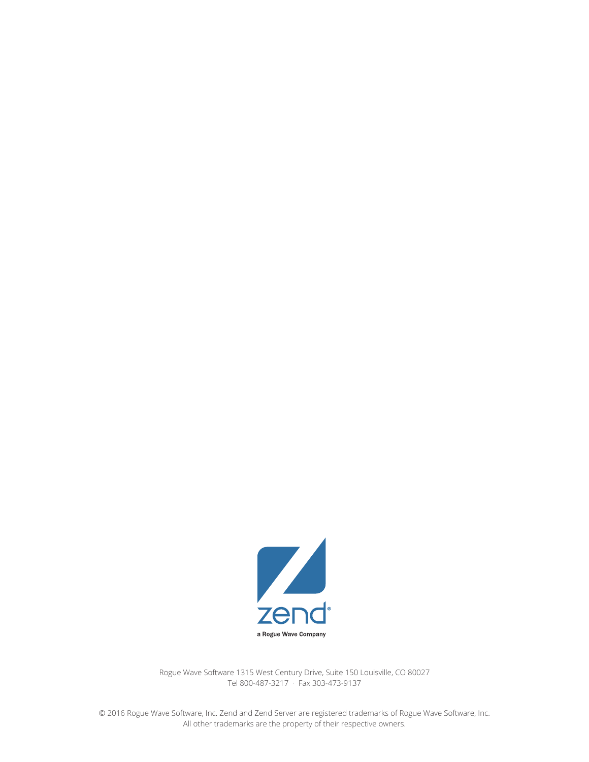zend®

a Rogue Wave Company

Rogue Wave Software 1315 West Century Drive, Suite 150 Louisville, CO 80027
Tel 800-487-3217 · Fax 303-473-9137

© 2016 Rogue Wave Software, Inc. Zend and Zend Server are registered trademarks of Rogue Wave Software, Inc.
All other trademarks are the property of their respective owners.